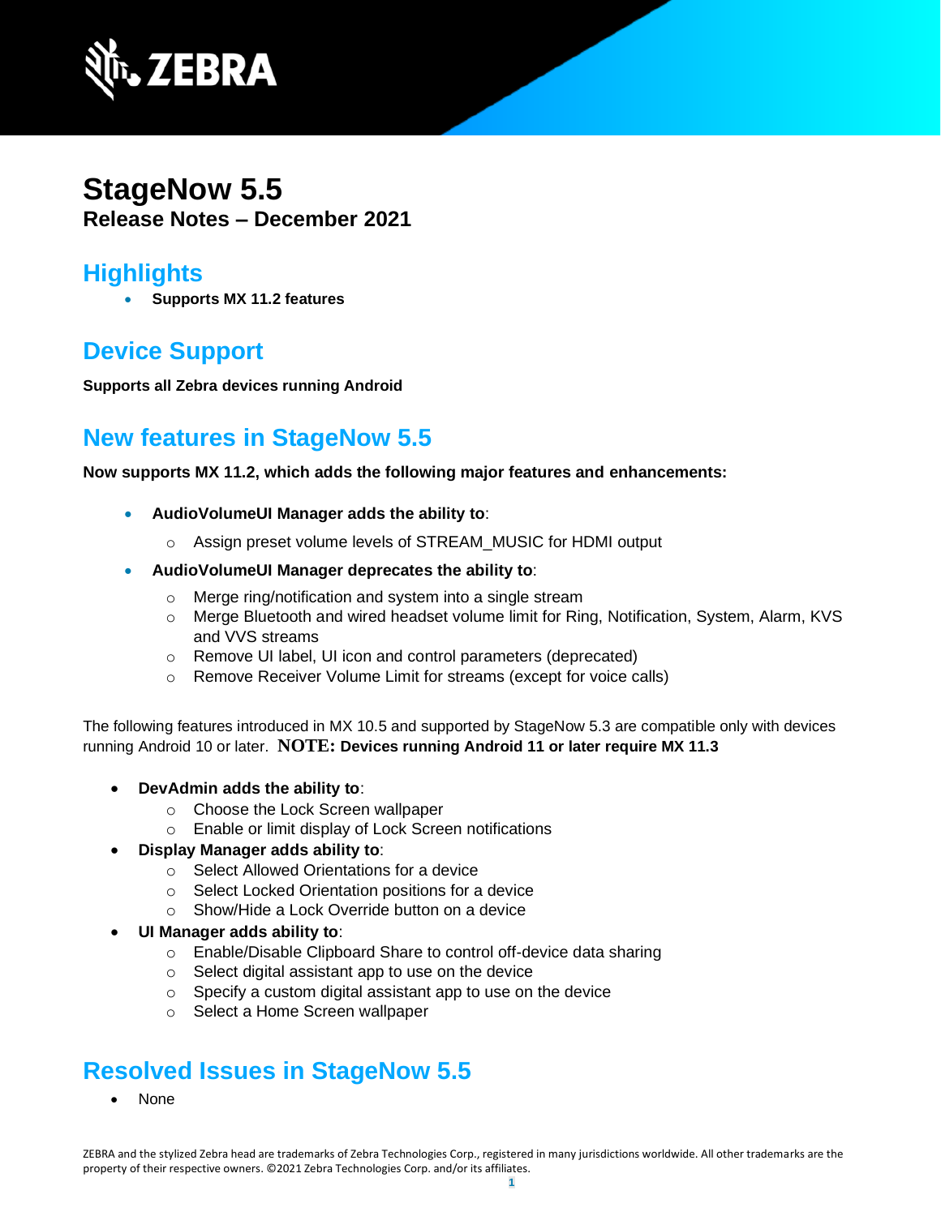# StageNow 5.5

**Release Notes – December 2021**

## Highlights

- **Supports MX 11.2 features**

## Device Support

**Supports all Zebra devices running Android**

## New features in StageNow 5.5

**Now supports MX 11.2, which adds the following major features and enhancements:**

- **AudioVolumeUI Manager adds the ability to**:
  - Assign preset volume levels of STREAM_MUSIC for HDMI output
- **AudioVolumeUI Manager deprecates the ability to**:
  - Merge ring/notification and system into a single stream
  - Merge Bluetooth and wired headset volume limit for Ring, Notification, System, Alarm, KVS and VVS streams
  - Remove UI label, UI icon and control parameters (deprecated)
  - Remove Receiver Volume Limit for streams (except for voice calls)

The following features introduced in MX 10.5 and supported by StageNow 5.3 are compatible only with devices running Android 10 or later. **NOTE: Devices running Android 11 or later require MX 11.3**

- **DevAdmin adds the ability to**:
  - Choose the Lock Screen wallpaper
  - Enable or limit display of Lock Screen notifications
- **Display Manager adds ability to**:
  - Select Allowed Orientations for a device
  - Select Locked Orientation positions for a device
  - Show/Hide a Lock Override button on a device
- **UI Manager adds ability to**:
  - Enable/Disable Clipboard Share to control off-device data sharing
  - Select digital assistant app to use on the device
  - Specify a custom digital assistant app to use on the device
  - Select a Home Screen wallpaper

## Resolved Issues in StageNow 5.5

- None

ZEBRA and the stylized Zebra head are trademarks of Zebra Technologies Corp., registered in many jurisdictions worldwide. All other trademarks are the property of their respective owners. ©2021 Zebra Technologies Corp. and/or its affiliates.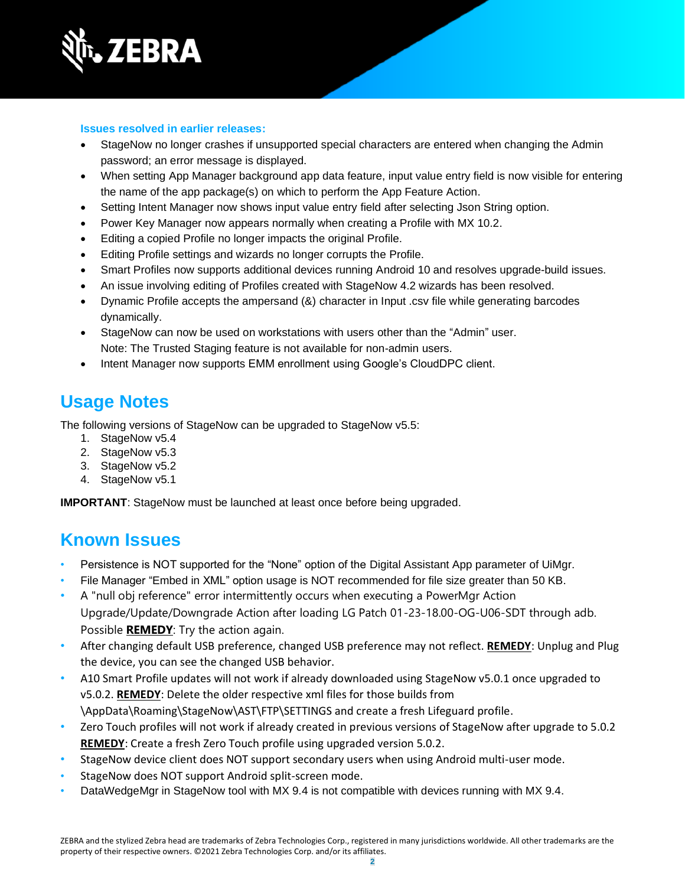**Issues resolved in earlier releases:**

- StageNow no longer crashes if unsupported special characters are entered when changing the Admin password; an error message is displayed.
- When setting App Manager background app data feature, input value entry field is now visible for entering the name of the app package(s) on which to perform the App Feature Action.
- Setting Intent Manager now shows input value entry field after selecting Json String option.
- Power Key Manager now appears normally when creating a Profile with MX 10.2.
- Editing a copied Profile no longer impacts the original Profile.
- Editing Profile settings and wizards no longer corrupts the Profile.
- Smart Profiles now supports additional devices running Android 10 and resolves upgrade-build issues.
- An issue involving editing of Profiles created with StageNow 4.2 wizards has been resolved.
- Dynamic Profile accepts the ampersand (&) character in Input .csv file while generating barcodes dynamically.
- StageNow can now be used on workstations with users other than the "Admin" user.
  Note: The Trusted Staging feature is not available for non-admin users.
- Intent Manager now supports EMM enrollment using Google's CloudDPC client.

## Usage Notes

The following versions of StageNow can be upgraded to StageNow v5.5:

1. StageNow v5.4
2. StageNow v5.3
3. StageNow v5.2
4. StageNow v5.1

**IMPORTANT**: StageNow must be launched at least once before being upgraded.

## Known Issues

- Persistence is NOT supported for the "None" option of the Digital Assistant App parameter of UiMgr.
- File Manager "Embed in XML" option usage is NOT recommended for file size greater than 50 KB.
- A "null obj reference" error intermittently occurs when executing a PowerMgr Action Upgrade/Update/Downgrade Action after loading LG Patch 01-23-18.00-OG-U06-SDT through adb. Possible **REMEDY**: Try the action again.
- After changing default USB preference, changed USB preference may not reflect. **REMEDY**: Unplug and Plug the device, you can see the changed USB behavior.
- A10 Smart Profile updates will not work if already downloaded using StageNow v5.0.1 once upgraded to v5.0.2. **REMEDY**: Delete the older respective xml files for those builds from \AppData\Roaming\StageNow\AST\FTP\SETTINGS and create a fresh Lifeguard profile.
- Zero Touch profiles will not work if already created in previous versions of StageNow after upgrade to 5.0.2 **REMEDY**: Create a fresh Zero Touch profile using upgraded version 5.0.2.
- StageNow device client does NOT support secondary users when using Android multi-user mode.
- StageNow does NOT support Android split-screen mode.
- DataWedgeMgr in StageNow tool with MX 9.4 is not compatible with devices running with MX 9.4.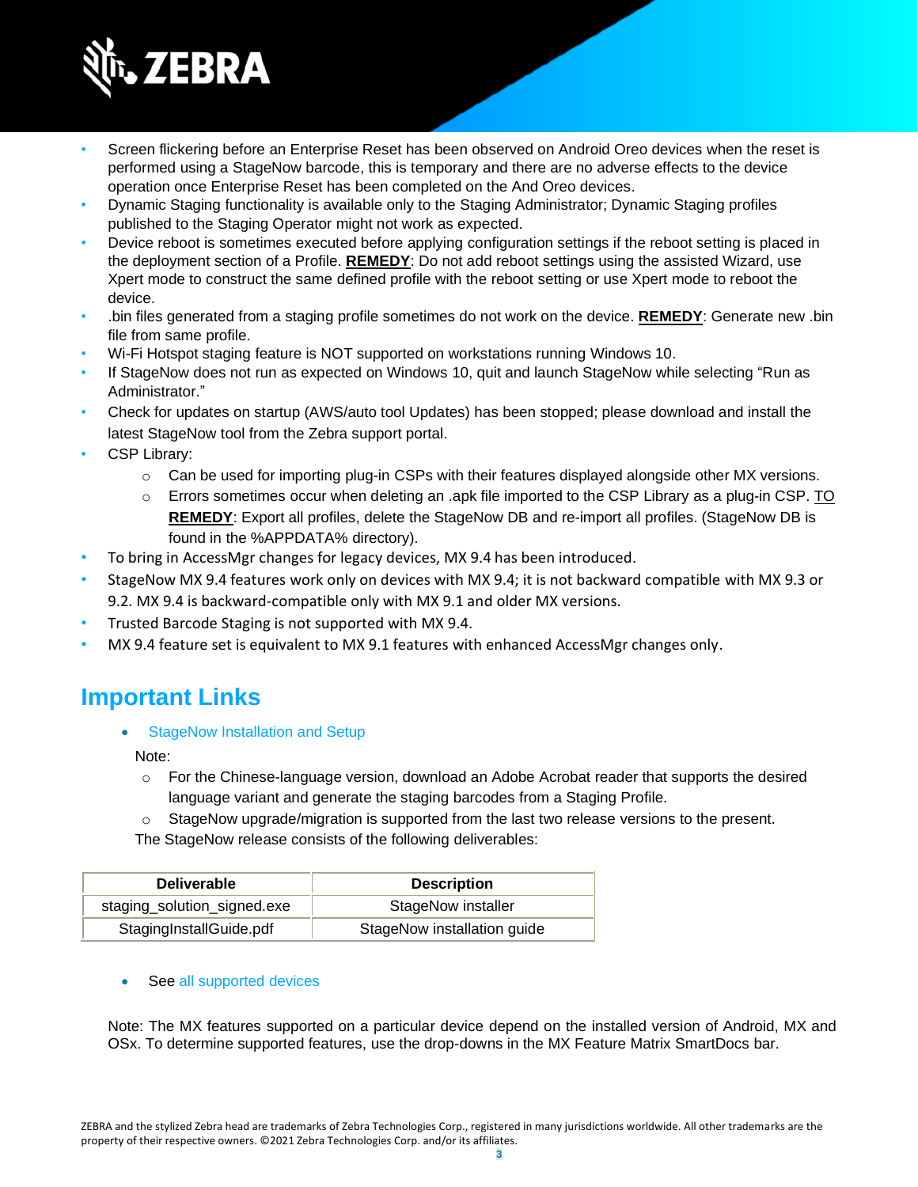- Screen flickering before an Enterprise Reset has been observed on Android Oreo devices when the reset is performed using a StageNow barcode, this is temporary and there are no adverse effects to the device operation once Enterprise Reset has been completed on the And Oreo devices.
- Dynamic Staging functionality is available only to the Staging Administrator; Dynamic Staging profiles published to the Staging Operator might not work as expected.
- Device reboot is sometimes executed before applying configuration settings if the reboot setting is placed in the deployment section of a Profile. **REMEDY**: Do not add reboot settings using the assisted Wizard, use Xpert mode to construct the same defined profile with the reboot setting or use Xpert mode to reboot the device.
- .bin files generated from a staging profile sometimes do not work on the device. **REMEDY**: Generate new .bin file from same profile.
- Wi-Fi Hotspot staging feature is NOT supported on workstations running Windows 10.
- If StageNow does not run as expected on Windows 10, quit and launch StageNow while selecting "Run as Administrator."
- Check for updates on startup (AWS/auto tool Updates) has been stopped; please download and install the latest StageNow tool from the Zebra support portal.
- CSP Library:
  - Can be used for importing plug-in CSPs with their features displayed alongside other MX versions.
  - Errors sometimes occur when deleting an .apk file imported to the CSP Library as a plug-in CSP. TO **REMEDY**: Export all profiles, delete the StageNow DB and re-import all profiles. (StageNow DB is found in the %APPDATA% directory).
- To bring in AccessMgr changes for legacy devices, MX 9.4 has been introduced.
- StageNow MX 9.4 features work only on devices with MX 9.4; it is not backward compatible with MX 9.3 or 9.2. MX 9.4 is backward-compatible only with MX 9.1 and older MX versions.
- Trusted Barcode Staging is not supported with MX 9.4.
- MX 9.4 feature set is equivalent to MX 9.1 features with enhanced AccessMgr changes only.

## Important Links

- StageNow Installation and Setup

  Note:
  - For the Chinese-language version, download an Adobe Acrobat reader that supports the desired language variant and generate the staging barcodes from a Staging Profile.
  - StageNow upgrade/migration is supported from the last two release versions to the present.

  The StageNow release consists of the following deliverables:

| Deliverable | Description |
|---|---|
| staging_solution_signed.exe | StageNow installer |
| StagingInstallGuide.pdf | StageNow installation guide |

- See all supported devices

Note: The MX features supported on a particular device depend on the installed version of Android, MX and OSx. To determine supported features, use the drop-downs in the MX Feature Matrix SmartDocs bar.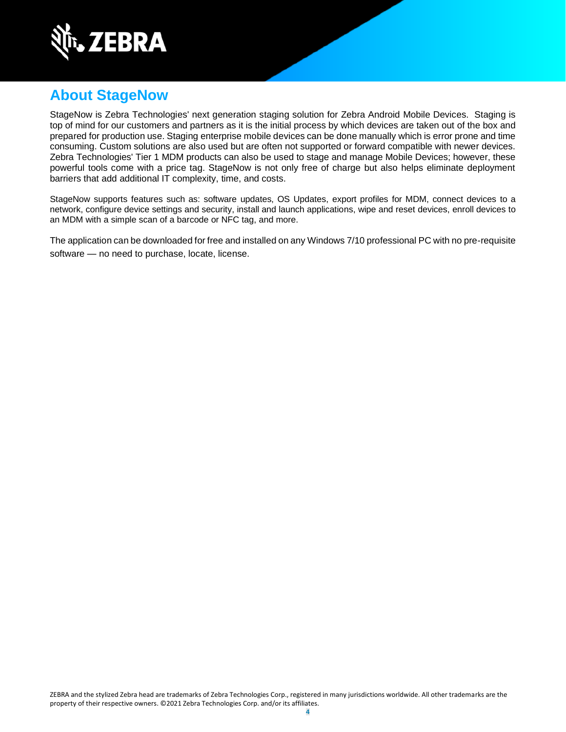## About StageNow

StageNow is Zebra Technologies' next generation staging solution for Zebra Android Mobile Devices. Staging is top of mind for our customers and partners as it is the initial process by which devices are taken out of the box and prepared for production use. Staging enterprise mobile devices can be done manually which is error prone and time consuming. Custom solutions are also used but are often not supported or forward compatible with newer devices. Zebra Technologies' Tier 1 MDM products can also be used to stage and manage Mobile Devices; however, these powerful tools come with a price tag. StageNow is not only free of charge but also helps eliminate deployment barriers that add additional IT complexity, time, and costs.

StageNow supports features such as: software updates, OS Updates, export profiles for MDM, connect devices to a network, configure device settings and security, install and launch applications, wipe and reset devices, enroll devices to an MDM with a simple scan of a barcode or NFC tag, and more.

The application can be downloaded for free and installed on any Windows 7/10 professional PC with no pre-requisite software — no need to purchase, locate, license.

ZEBRA and the stylized Zebra head are trademarks of Zebra Technologies Corp., registered in many jurisdictions worldwide. All other trademarks are the property of their respective owners. ©2021 Zebra Technologies Corp. and/or its affiliates.